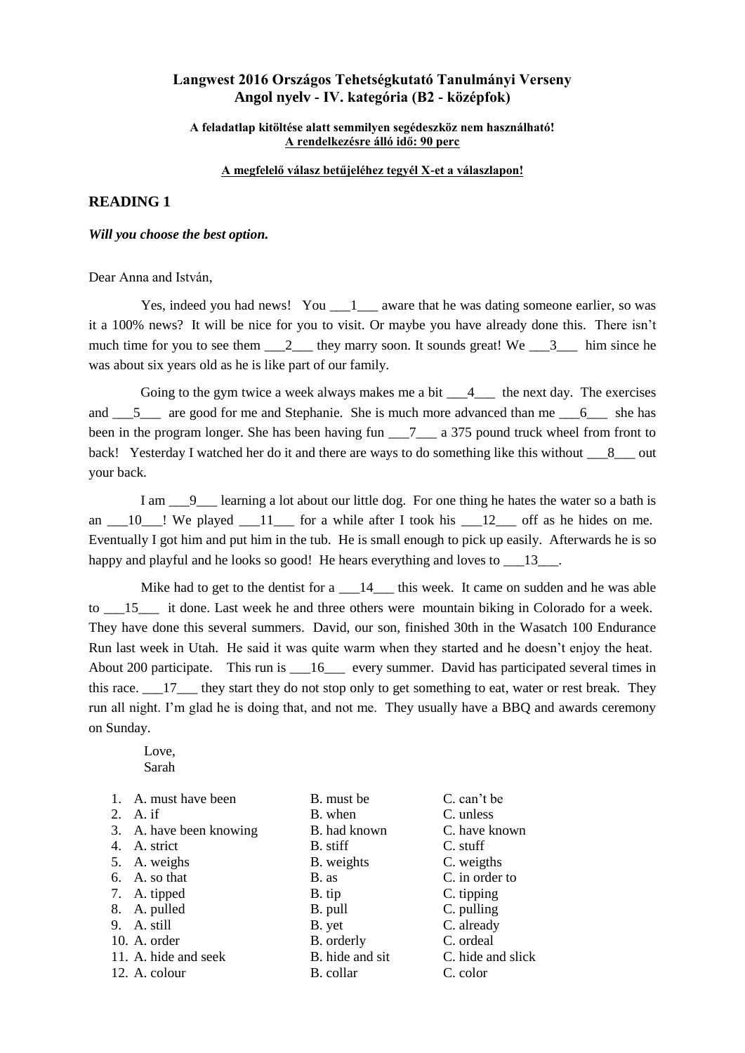**Langwest 2016 Országos Tehetségkutató Tanulmányi Verseny**
**Angol nyelv - IV. kategória (B2 - középfok)**

**A feladatlap kitöltése alatt semmilyen segédeszköz nem használható!**
**A rendelkezésre álló idő: 90 perc**

**A megfelelő válasz betűjeléhez tegyél X-et a válaszlapon!**

## READING 1

***Will you choose the best option.***

Dear Anna and István,

Yes, indeed you had news! You ___1___ aware that he was dating someone earlier, so was it a 100% news? It will be nice for you to visit. Or maybe you have already done this. There isn't much time for you to see them ___2___ they marry soon. It sounds great! We ___3___ him since he was about six years old as he is like part of our family.

Going to the gym twice a week always makes me a bit ___4___ the next day. The exercises and ___5___ are good for me and Stephanie. She is much more advanced than me ___6___ she has been in the program longer. She has been having fun ___7___ a 375 pound truck wheel from front to back! Yesterday I watched her do it and there are ways to do something like this without ___8___ out your back.

I am ___9___ learning a lot about our little dog. For one thing he hates the water so a bath is an ___10___! We played ___11___ for a while after I took his ___12___ off as he hides on me. Eventually I got him and put him in the tub. He is small enough to pick up easily. Afterwards he is so happy and playful and he looks so good! He hears everything and loves to ___13___.

Mike had to get to the dentist for a ___14___ this week. It came on sudden and he was able to ___15___ it done. Last week he and three others were mountain biking in Colorado for a week. They have done this several summers. David, our son, finished 30th in the Wasatch 100 Endurance Run last week in Utah. He said it was quite warm when they started and he doesn't enjoy the heat. About 200 participate. This run is ___16___ every summer. David has participated several times in this race. ___17___ they start they do not stop only to get something to eat, water or rest break. They run all night. I'm glad he is doing that, and not me. They usually have a BBQ and awards ceremony on Sunday.

Love,
Sarah

1. A. must have been B. must be C. can't be
2. A. if B. when C. unless
3. A. have been knowing B. had known C. have known
4. A. strict B. stiff C. stuff
5. A. weighs B. weights C. weigths
6. A. so that B. as C. in order to
7. A. tipped B. tip C. tipping
8. A. pulled B. pull C. pulling
9. A. still B. yet C. already
10. A. order B. orderly C. ordeal
11. A. hide and seek B. hide and sit C. hide and slick
12. A. colour B. collar C. color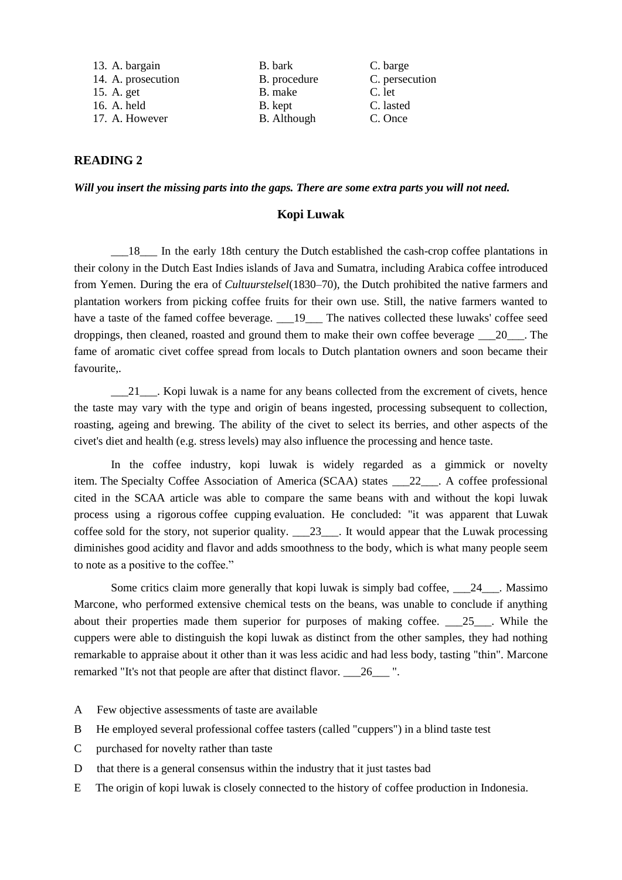| | | |
|---|---|---|
| 13. A. bargain | B. bark | C. barge |
| 14. A. prosecution | B. procedure | C. persecution |
| 15. A. get | B. make | C. let |
| 16. A. held | B. kept | C. lasted |
| 17. A. However | B. Although | C. Once |

## READING 2

***Will you insert the missing parts into the gaps. There are some extra parts you will not need.***

### Kopi Luwak

___18___ In the early 18th century the Dutch established the cash-crop coffee plantations in their colony in the Dutch East Indies islands of Java and Sumatra, including Arabica coffee introduced from Yemen. During the era of *Cultuurstelsel*(1830–70), the Dutch prohibited the native farmers and plantation workers from picking coffee fruits for their own use. Still, the native farmers wanted to have a taste of the famed coffee beverage. ___19___ The natives collected these luwaks' coffee seed droppings, then cleaned, roasted and ground them to make their own coffee beverage ___20___. The fame of aromatic civet coffee spread from locals to Dutch plantation owners and soon became their favourite,.

___21___. Kopi luwak is a name for any beans collected from the excrement of civets, hence the taste may vary with the type and origin of beans ingested, processing subsequent to collection, roasting, ageing and brewing. The ability of the civet to select its berries, and other aspects of the civet's diet and health (e.g. stress levels) may also influence the processing and hence taste.

In the coffee industry, kopi luwak is widely regarded as a gimmick or novelty item. The Specialty Coffee Association of America (SCAA) states ___22___. A coffee professional cited in the SCAA article was able to compare the same beans with and without the kopi luwak process using a rigorous coffee cupping evaluation. He concluded: "it was apparent that Luwak coffee sold for the story, not superior quality. ___23___. It would appear that the Luwak processing diminishes good acidity and flavor and adds smoothness to the body, which is what many people seem to note as a positive to the coffee."

Some critics claim more generally that kopi luwak is simply bad coffee, ___24___. Massimo Marcone, who performed extensive chemical tests on the beans, was unable to conclude if anything about their properties made them superior for purposes of making coffee. ___25___. While the cuppers were able to distinguish the kopi luwak as distinct from the other samples, they had nothing remarkable to appraise about it other than it was less acidic and had less body, tasting "thin". Marcone remarked "It's not that people are after that distinct flavor. ___26___ ".

A Few objective assessments of taste are available

B He employed several professional coffee tasters (called "cuppers") in a blind taste test

C purchased for novelty rather than taste

D that there is a general consensus within the industry that it just tastes bad

E The origin of kopi luwak is closely connected to the history of coffee production in Indonesia.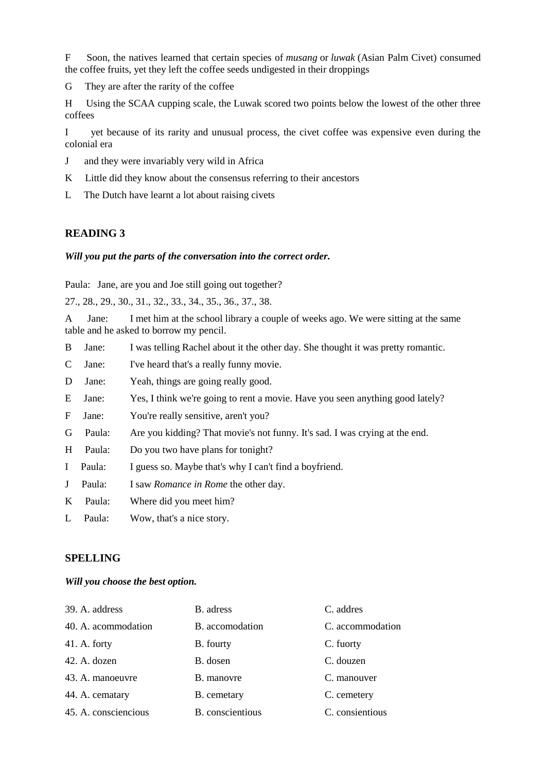F Soon, the natives learned that certain species of *musang* or *luwak* (Asian Palm Civet) consumed the coffee fruits, yet they left the coffee seeds undigested in their droppings

G They are after the rarity of the coffee

H Using the SCAA cupping scale, the Luwak scored two points below the lowest of the other three coffees

I yet because of its rarity and unusual process, the civet coffee was expensive even during the colonial era

J and they were invariably very wild in Africa

K Little did they know about the consensus referring to their ancestors

L The Dutch have learnt a lot about raising civets

## READING 3

***Will you put the parts of the conversation into the correct order.***

Paula: Jane, are you and Joe still going out together?

27., 28., 29., 30., 31., 32., 33., 34., 35., 36., 37., 38.

A Jane: I met him at the school library a couple of weeks ago. We were sitting at the same table and he asked to borrow my pencil.

B Jane: I was telling Rachel about it the other day. She thought it was pretty romantic.

C Jane: I've heard that's a really funny movie.

D Jane: Yeah, things are going really good.

E Jane: Yes, I think we're going to rent a movie. Have you seen anything good lately?

F Jane: You're really sensitive, aren't you?

G Paula: Are you kidding? That movie's not funny. It's sad. I was crying at the end.

H Paula: Do you two have plans for tonight?

I Paula: I guess so. Maybe that's why I can't find a boyfriend.

J Paula: I saw *Romance in Rome* the other day.

K Paula: Where did you meet him?

L Paula: Wow, that's a nice story.

## SPELLING

***Will you choose the best option.***

39. A. address B. adress C. addres
40. A. acommodation B. accomodation C. accommodation
41. A. forty B. fourty C. fuorty
42. A. dozen B. dosen C. douzen
43. A. manoeuvre B. manovre C. manouver
44. A. cematary B. cemetary C. cemetery
45. A. consciencious B. conscientious C. consientious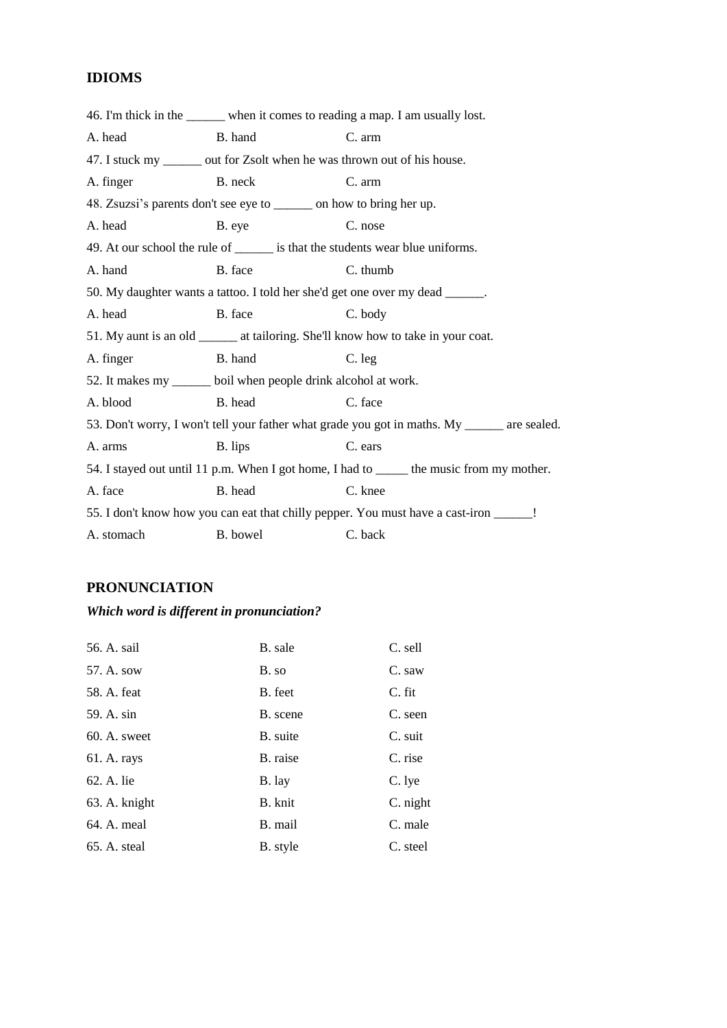## IDIOMS

46. I'm thick in the ______ when it comes to reading a map. I am usually lost.

A. head B. hand C. arm

47. I stuck my ______ out for Zsolt when he was thrown out of his house.

A. finger B. neck C. arm

48. Zsuzsi's parents don't see eye to ______ on how to bring her up.

A. head B. eye C. nose

49. At our school the rule of ______ is that the students wear blue uniforms.

A. hand B. face C. thumb

50. My daughter wants a tattoo. I told her she'd get one over my dead ______.

A. head B. face C. body

51. My aunt is an old ______ at tailoring. She'll know how to take in your coat.

A. finger B. hand C. leg

52. It makes my ______ boil when people drink alcohol at work.

A. blood B. head C. face

53. Don't worry, I won't tell your father what grade you got in maths. My ______ are sealed.

A. arms B. lips C. ears

54. I stayed out until 11 p.m. When I got home, I had to _____ the music from my mother.

A. face B. head C. knee

55. I don't know how you can eat that chilly pepper. You must have a cast-iron ______!

A. stomach B. bowel C. back

## PRONUNCIATION

***Which word is different in pronunciation?***

56. A. sail B. sale C. sell
57. A. sow B. so C. saw
58. A. feat B. feet C. fit
59. A. sin B. scene C. seen
60. A. sweet B. suite C. suit
61. A. rays B. raise C. rise
62. A. lie B. lay C. lye
63. A. knight B. knit C. night
64. A. meal B. mail C. male
65. A. steal B. style C. steel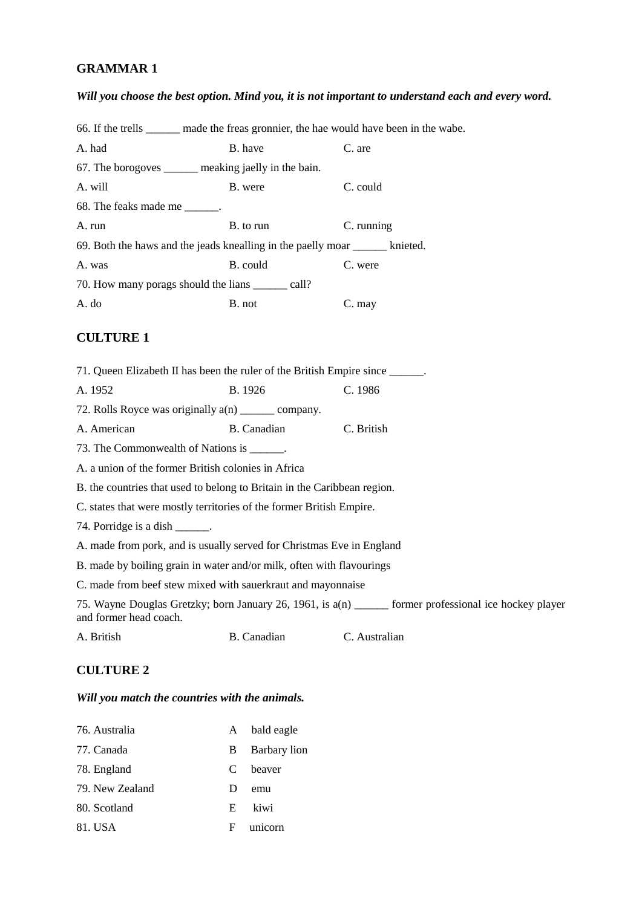## GRAMMAR 1

***Will you choose the best option. Mind you, it is not important to understand each and every word.***

66. If the trells ______ made the freas gronnier, the hae would have been in the wabe.

A. had B. have C. are

67. The borogoves ______ meaking jaelly in the bain.

A. will B. were C. could

68. The feaks made me ______.

A. run B. to run C. running

69. Both the haws and the jeads knealling in the paelly moar ______ knieted.

A. was B. could C. were

70. How many porags should the lians ______ call?

A. do B. not C. may

## CULTURE 1

71. Queen Elizabeth II has been the ruler of the British Empire since ______.

A. 1952 B. 1926 C. 1986

72. Rolls Royce was originally a(n) ______ company.

A. American B. Canadian C. British

73. The Commonwealth of Nations is ______.

A. a union of the former British colonies in Africa

B. the countries that used to belong to Britain in the Caribbean region.

C. states that were mostly territories of the former British Empire.

74. Porridge is a dish ______.

A. made from pork, and is usually served for Christmas Eve in England

B. made by boiling grain in water and/or milk, often with flavourings

C. made from beef stew mixed with sauerkraut and mayonnaise

75. Wayne Douglas Gretzky; born January 26, 1961, is a(n) ______ former professional ice hockey player and former head coach.

A. British B. Canadian C. Australian

## CULTURE 2

***Will you match the countries with the animals.***

| | | |
|---|---|---|
| 76. Australia | A | bald eagle |
| 77. Canada | B | Barbary lion |
| 78. England | C | beaver |
| 79. New Zealand | D | emu |
| 80. Scotland | E | kiwi |
| 81. USA | F | unicorn |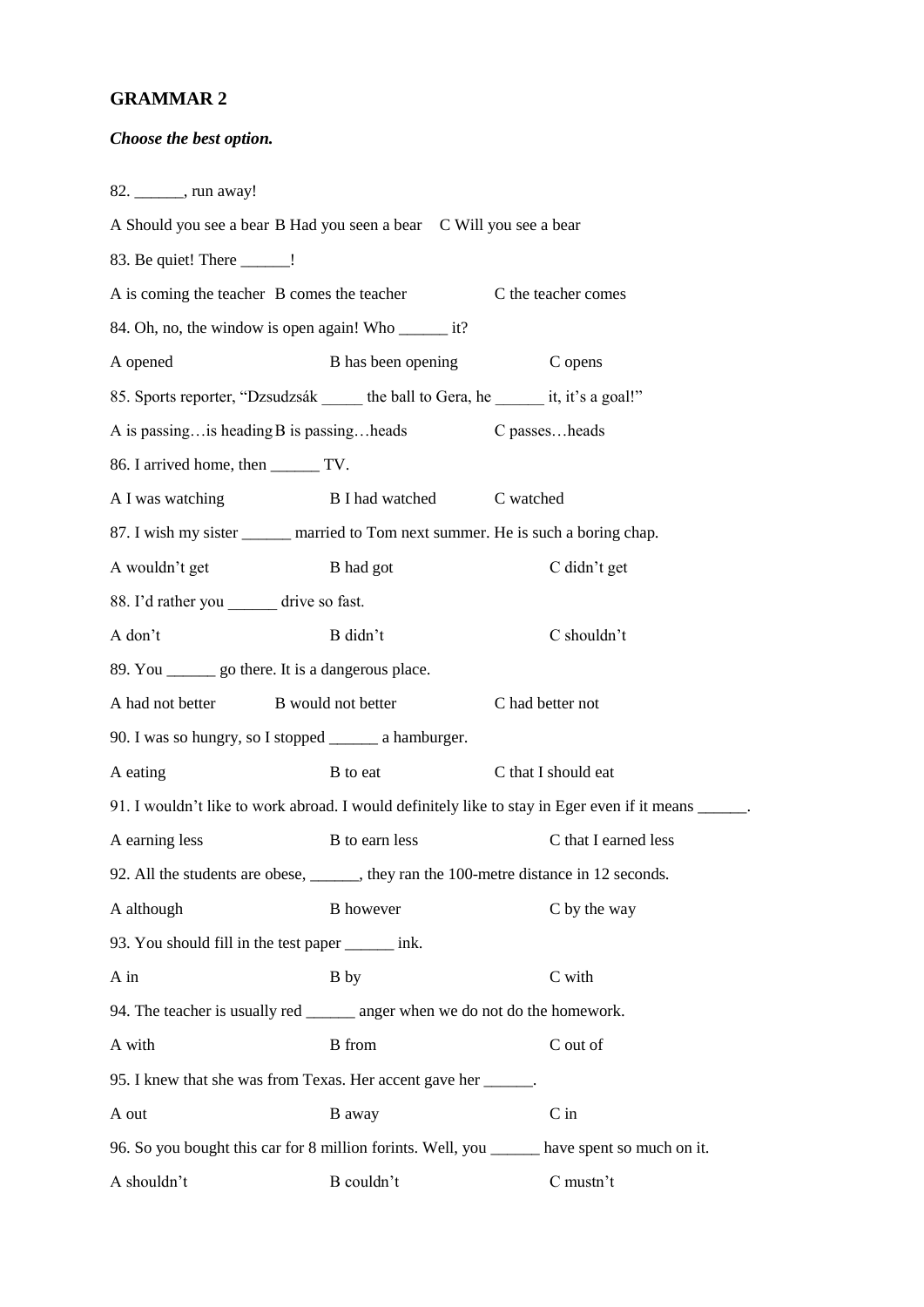**GRAMMAR 2**

***Choose the best option.***

82. ______, run away!

A Should you see a bear B Had you seen a bear C Will you see a bear

83. Be quiet! There ______!

A is coming the teacher B comes the teacher C the teacher comes

84. Oh, no, the window is open again! Who ______ it?

A opened B has been opening C opens

85. Sports reporter, "Dzsudzsák _____ the ball to Gera, he ______ it, it's a goal!"

A is passing…is heading B is passing…heads C passes…heads

86. I arrived home, then ______ TV.

A I was watching B I had watched C watched

87. I wish my sister ______ married to Tom next summer. He is such a boring chap.

A wouldn't get B had got C didn't get

88. I'd rather you ______ drive so fast.

A don't B didn't C shouldn't

89. You ______ go there. It is a dangerous place.

A had not better B would not better C had better not

90. I was so hungry, so I stopped ______ a hamburger.

A eating B to eat C that I should eat

91. I wouldn't like to work abroad. I would definitely like to stay in Eger even if it means ______.

A earning less B to earn less C that I earned less

92. All the students are obese, ______, they ran the 100-metre distance in 12 seconds.

A although B however C by the way

93. You should fill in the test paper ______ ink.

A in B by C with

94. The teacher is usually red ______ anger when we do not do the homework.

A with B from C out of

95. I knew that she was from Texas. Her accent gave her ______.

A out B away C in

96. So you bought this car for 8 million forints. Well, you ______ have spent so much on it.

A shouldn't B couldn't C mustn't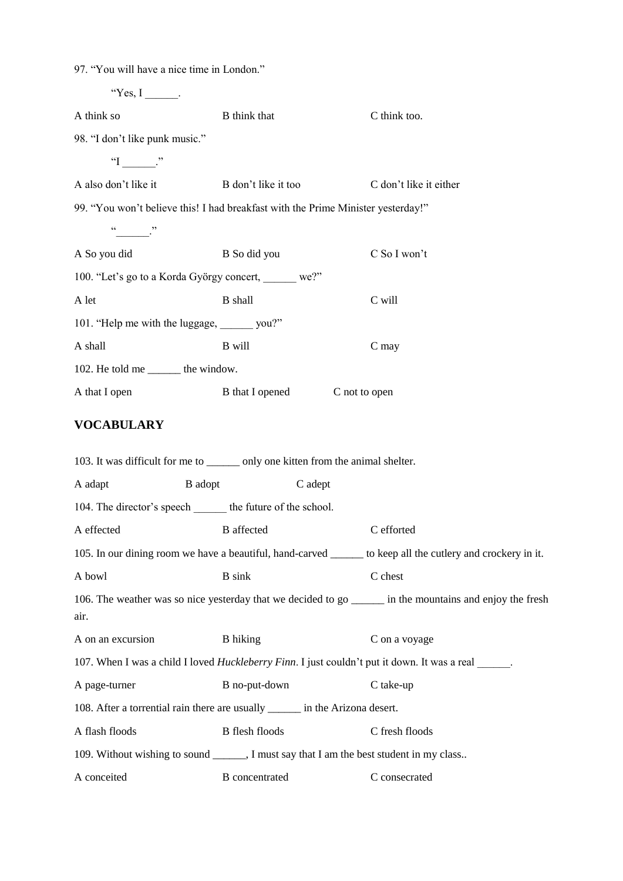97. “You will have a nice time in London.”

“Yes, I ______.

A think so B think that C think too.

98. “I don’t like punk music.”

“I ______.”

A also don’t like it B don’t like it too C don’t like it either

99. “You won’t believe this! I had breakfast with the Prime Minister yesterday!”

“______.”

A So you did B So did you C So I won’t

100. “Let’s go to a Korda György concert, ______ we?”

A let B shall C will

101. “Help me with the luggage, ______ you?”

A shall B will C may

102. He told me ______ the window.

A that I open B that I opened C not to open

## VOCABULARY

103. It was difficult for me to ______ only one kitten from the animal shelter.

A adapt B adopt C adept

104. The director’s speech ______ the future of the school.

A effected B affected C efforted

105. In our dining room we have a beautiful, hand-carved ______ to keep all the cutlery and crockery in it.

A bowl B sink C chest

106. The weather was so nice yesterday that we decided to go ______ in the mountains and enjoy the fresh air.

A on an excursion B hiking C on a voyage

107. When I was a child I loved *Huckleberry Finn*. I just couldn’t put it down. It was a real ______.

A page-turner B no-put-down C take-up

108. After a torrential rain there are usually ______ in the Arizona desert.

A flash floods B flesh floods C fresh floods

109. Without wishing to sound ______, I must say that I am the best student in my class..

A conceited B concentrated C consecrated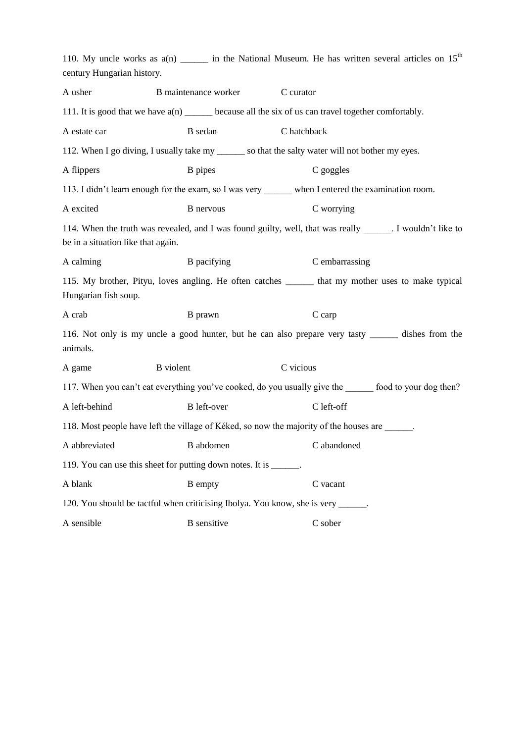110. My uncle works as a(n) ______ in the National Museum. He has written several articles on 15th century Hungarian history.

A usher B maintenance worker C curator

111. It is good that we have a(n) ______ because all the six of us can travel together comfortably.

A estate car B sedan C hatchback

112. When I go diving, I usually take my ______ so that the salty water will not bother my eyes.

A flippers B pipes C goggles

113. I didn't learn enough for the exam, so I was very ______ when I entered the examination room.

A excited B nervous C worrying

114. When the truth was revealed, and I was found guilty, well, that was really ______. I wouldn't like to be in a situation like that again.

A calming B pacifying C embarrassing

115. My brother, Pityu, loves angling. He often catches ______ that my mother uses to make typical Hungarian fish soup.

A crab B prawn C carp

116. Not only is my uncle a good hunter, but he can also prepare very tasty ______ dishes from the animals.

A game B violent C vicious

117. When you can't eat everything you've cooked, do you usually give the ______ food to your dog then?

A left-behind B left-over C left-off

118. Most people have left the village of Kéked, so now the majority of the houses are ______.

A abbreviated B abdomen C abandoned

119. You can use this sheet for putting down notes. It is ______.

A blank B empty C vacant

120. You should be tactful when criticising Ibolya. You know, she is very ______.

A sensible B sensitive C sober